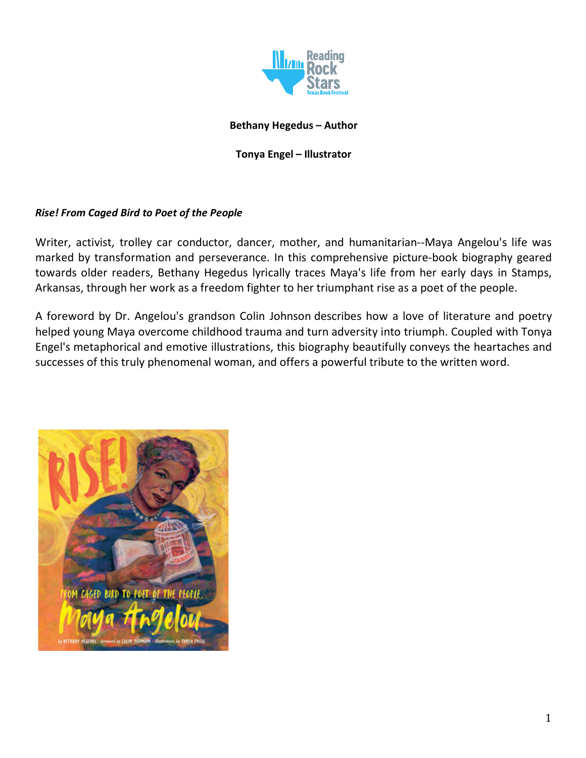**Bethany Hegedus – Author**

**Tonya Engel – Illustrator**

***Rise! From Caged Bird to Poet of the People***

Writer, activist, trolley car conductor, dancer, mother, and humanitarian--Maya Angelou's life was marked by transformation and perseverance. In this comprehensive picture-book biography geared towards older readers, Bethany Hegedus lyrically traces Maya's life from her early days in Stamps, Arkansas, through her work as a freedom fighter to her triumphant rise as a poet of the people.

A foreword by Dr. Angelou's grandson Colin Johnson describes how a love of literature and poetry helped young Maya overcome childhood trauma and turn adversity into triumph. Coupled with Tonya Engel's metaphorical and emotive illustrations, this biography beautifully conveys the heartaches and successes of this truly phenomenal woman, and offers a powerful tribute to the written word.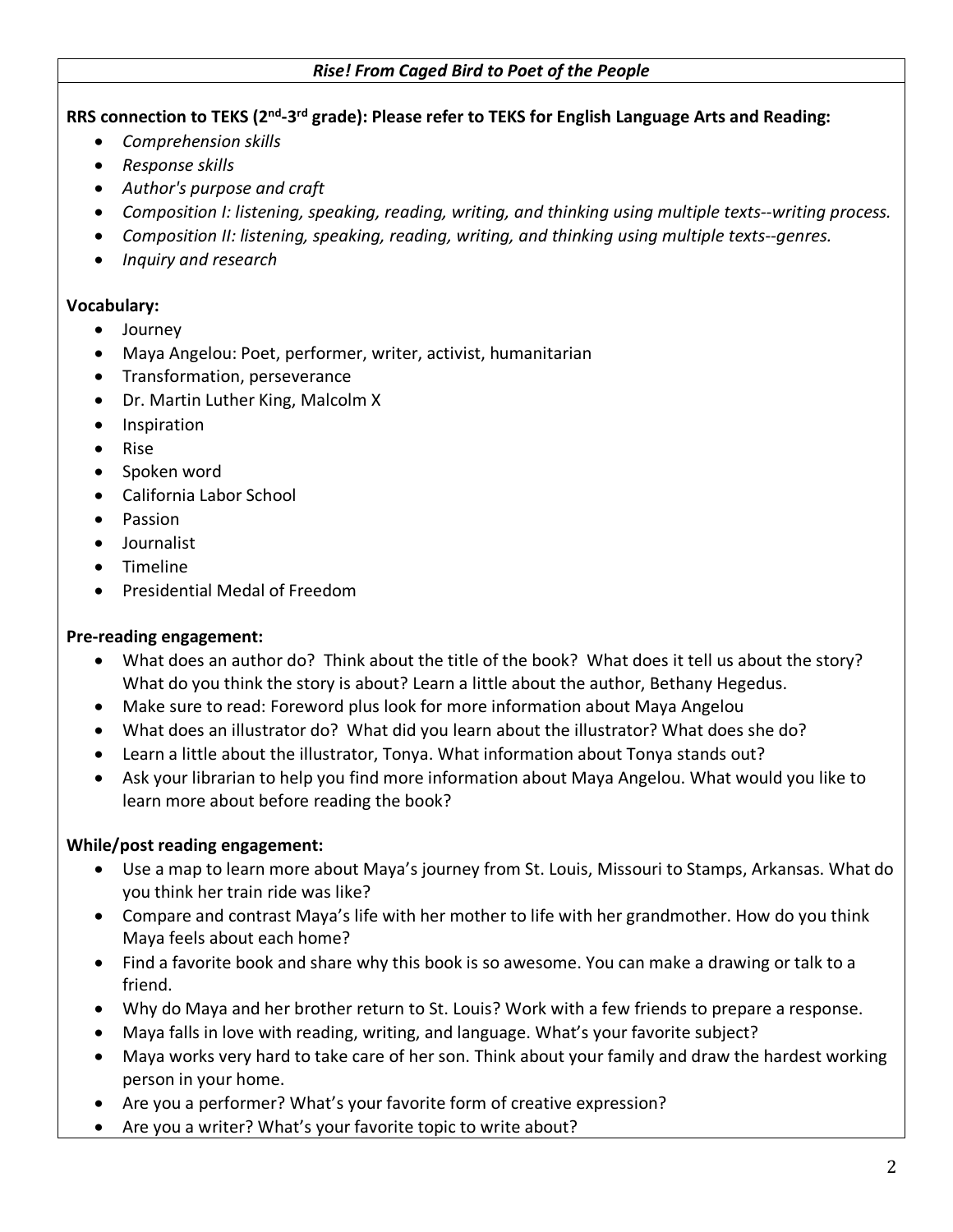*Rise! From Caged Bird to Poet of the People*

**RRS connection to TEKS (2nd-3rd grade): Please refer to TEKS for English Language Arts and Reading:**

- *Comprehension skills*
- *Response skills*
- *Author's purpose and craft*
- *Composition I: listening, speaking, reading, writing, and thinking using multiple texts--writing process.*
- *Composition II: listening, speaking, reading, writing, and thinking using multiple texts--genres.*
- *Inquiry and research*

**Vocabulary:**

- Journey
- Maya Angelou: Poet, performer, writer, activist, humanitarian
- Transformation, perseverance
- Dr. Martin Luther King, Malcolm X
- Inspiration
- Rise
- Spoken word
- California Labor School
- Passion
- Journalist
- Timeline
- Presidential Medal of Freedom

**Pre-reading engagement:**

- What does an author do? Think about the title of the book? What does it tell us about the story? What do you think the story is about? Learn a little about the author, Bethany Hegedus.
- Make sure to read: Foreword plus look for more information about Maya Angelou
- What does an illustrator do? What did you learn about the illustrator? What does she do?
- Learn a little about the illustrator, Tonya. What information about Tonya stands out?
- Ask your librarian to help you find more information about Maya Angelou. What would you like to learn more about before reading the book?

**While/post reading engagement:**

- Use a map to learn more about Maya's journey from St. Louis, Missouri to Stamps, Arkansas. What do you think her train ride was like?
- Compare and contrast Maya's life with her mother to life with her grandmother. How do you think Maya feels about each home?
- Find a favorite book and share why this book is so awesome. You can make a drawing or talk to a friend.
- Why do Maya and her brother return to St. Louis? Work with a few friends to prepare a response.
- Maya falls in love with reading, writing, and language. What's your favorite subject?
- Maya works very hard to take care of her son. Think about your family and draw the hardest working person in your home.
- Are you a performer? What's your favorite form of creative expression?
- Are you a writer? What's your favorite topic to write about?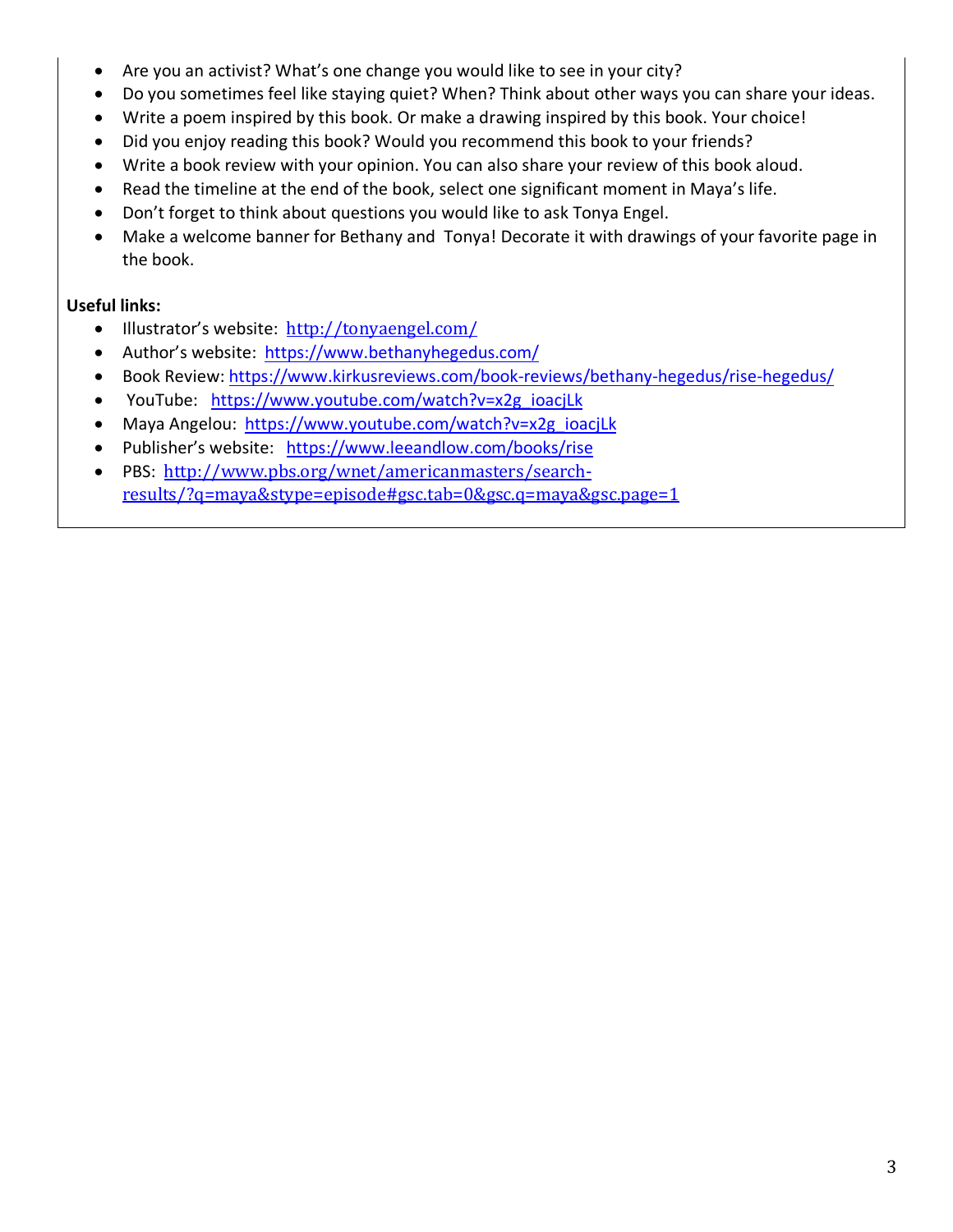- Are you an activist? What's one change you would like to see in your city?
- Do you sometimes feel like staying quiet? When? Think about other ways you can share your ideas.
- Write a poem inspired by this book. Or make a drawing inspired by this book. Your choice!
- Did you enjoy reading this book? Would you recommend this book to your friends?
- Write a book review with your opinion. You can also share your review of this book aloud.
- Read the timeline at the end of the book, select one significant moment in Maya's life.
- Don't forget to think about questions you would like to ask Tonya Engel.
- Make a welcome banner for Bethany and Tonya! Decorate it with drawings of your favorite page in the book.

**Useful links:**

- Illustrator's website: http://tonyaengel.com/
- Author's website: https://www.bethanyhegedus.com/
- Book Review: https://www.kirkusreviews.com/book-reviews/bethany-hegedus/rise-hegedus/
- YouTube: https://www.youtube.com/watch?v=x2g_ioacjLk
- Maya Angelou: https://www.youtube.com/watch?v=x2g_ioacjLk
- Publisher's website: https://www.leeandlow.com/books/rise
- PBS: http://www.pbs.org/wnet/americanmasters/search-results/?q=maya&stype=episode#gsc.tab=0&gsc.q=maya&gsc.page=1